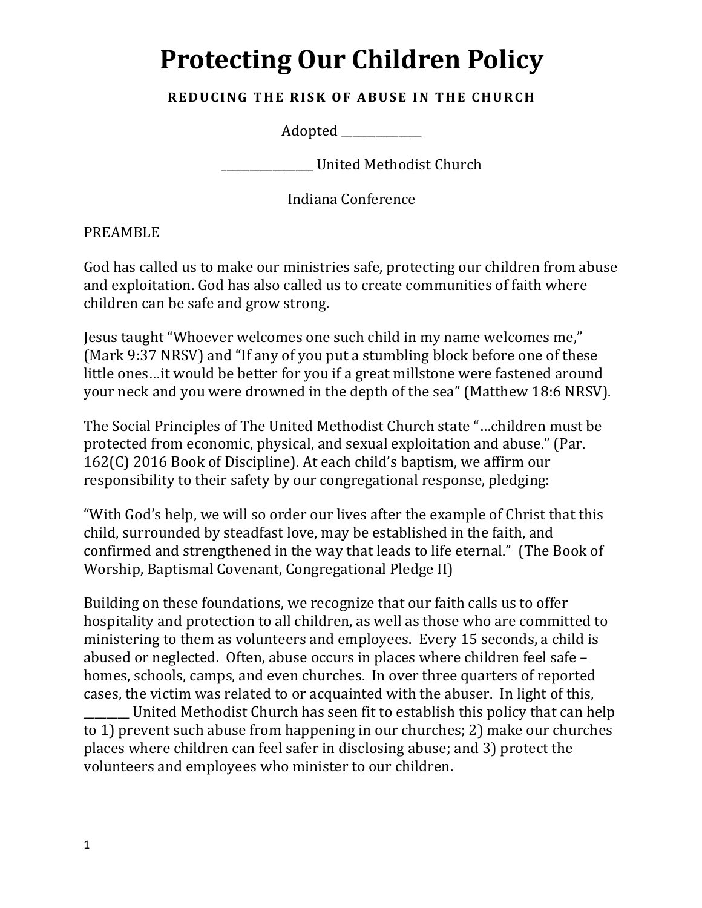# Protecting Our Children Policy

**REDUCING THE RISK OF ABUSE IN THE CHURCH**

Adopted _____________

_______________ United Methodist Church

Indiana Conference

PREAMBLE

God has called us to make our ministries safe, protecting our children from abuse and exploitation. God has also called us to create communities of faith where children can be safe and grow strong.

Jesus taught "Whoever welcomes one such child in my name welcomes me," (Mark 9:37 NRSV) and "If any of you put a stumbling block before one of these little ones…it would be better for you if a great millstone were fastened around your neck and you were drowned in the depth of the sea" (Matthew 18:6 NRSV).

The Social Principles of The United Methodist Church state "…children must be protected from economic, physical, and sexual exploitation and abuse." (Par. 162(C) 2016 Book of Discipline). At each child's baptism, we affirm our responsibility to their safety by our congregational response, pledging:

"With God's help, we will so order our lives after the example of Christ that this child, surrounded by steadfast love, may be established in the faith, and confirmed and strengthened in the way that leads to life eternal." (The Book of Worship, Baptismal Covenant, Congregational Pledge II)

Building on these foundations, we recognize that our faith calls us to offer hospitality and protection to all children, as well as those who are committed to ministering to them as volunteers and employees. Every 15 seconds, a child is abused or neglected. Often, abuse occurs in places where children feel safe – homes, schools, camps, and even churches. In over three quarters of reported cases, the victim was related to or acquainted with the abuser. In light of this, _______ United Methodist Church has seen fit to establish this policy that can help to 1) prevent such abuse from happening in our churches; 2) make our churches places where children can feel safer in disclosing abuse; and 3) protect the volunteers and employees who minister to our children.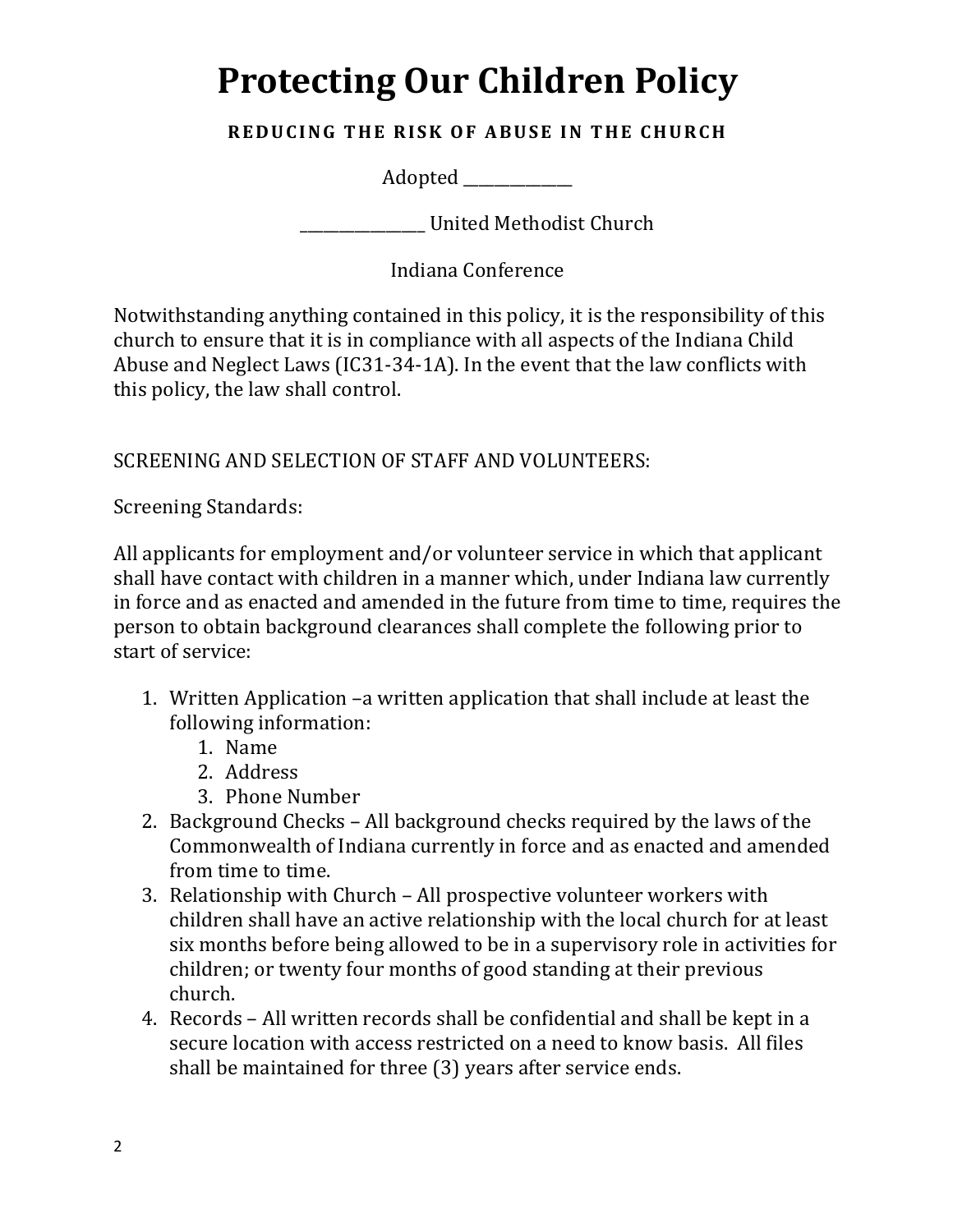# Protecting Our Children Policy

**REDUCING THE RISK OF ABUSE IN THE CHURCH**

Adopted _____________

_______________ United Methodist Church

Indiana Conference

Notwithstanding anything contained in this policy, it is the responsibility of this church to ensure that it is in compliance with all aspects of the Indiana Child Abuse and Neglect Laws (IC31-34-1A). In the event that the law conflicts with this policy, the law shall control.

SCREENING AND SELECTION OF STAFF AND VOLUNTEERS:

Screening Standards:

All applicants for employment and/or volunteer service in which that applicant shall have contact with children in a manner which, under Indiana law currently in force and as enacted and amended in the future from time to time, requires the person to obtain background clearances shall complete the following prior to start of service:

1. Written Application –a written application that shall include at least the following information:
   1. Name
   2. Address
   3. Phone Number
2. Background Checks – All background checks required by the laws of the Commonwealth of Indiana currently in force and as enacted and amended from time to time.
3. Relationship with Church – All prospective volunteer workers with children shall have an active relationship with the local church for at least six months before being allowed to be in a supervisory role in activities for children; or twenty four months of good standing at their previous church.
4. Records – All written records shall be confidential and shall be kept in a secure location with access restricted on a need to know basis. All files shall be maintained for three (3) years after service ends.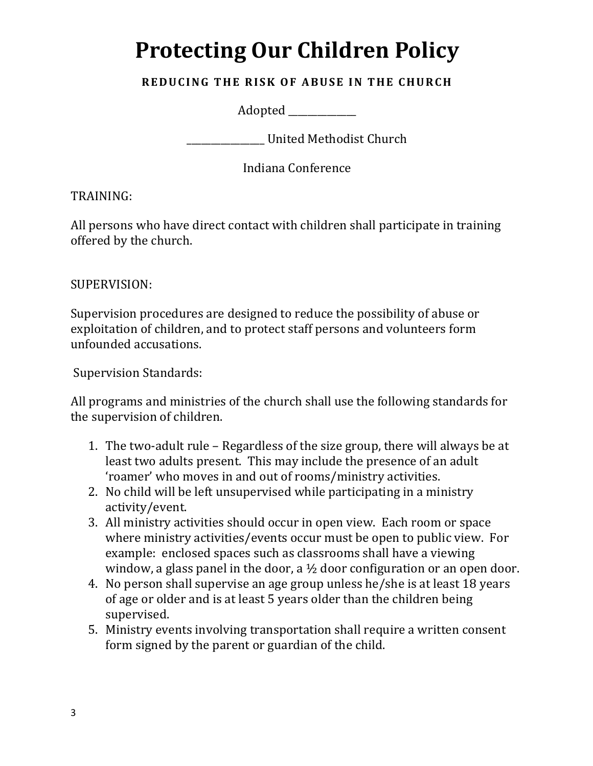# Protecting Our Children Policy

**REDUCING THE RISK OF ABUSE IN THE CHURCH**

Adopted _____________

_______________ United Methodist Church

Indiana Conference

TRAINING:

All persons who have direct contact with children shall participate in training offered by the church.

SUPERVISION:

Supervision procedures are designed to reduce the possibility of abuse or exploitation of children, and to protect staff persons and volunteers form unfounded accusations.

Supervision Standards:

All programs and ministries of the church shall use the following standards for the supervision of children.

1. The two-adult rule – Regardless of the size group, there will always be at least two adults present. This may include the presence of an adult 'roamer' who moves in and out of rooms/ministry activities.
2. No child will be left unsupervised while participating in a ministry activity/event.
3. All ministry activities should occur in open view. Each room or space where ministry activities/events occur must be open to public view. For example: enclosed spaces such as classrooms shall have a viewing window, a glass panel in the door, a ½ door configuration or an open door.
4. No person shall supervise an age group unless he/she is at least 18 years of age or older and is at least 5 years older than the children being supervised.
5. Ministry events involving transportation shall require a written consent form signed by the parent or guardian of the child.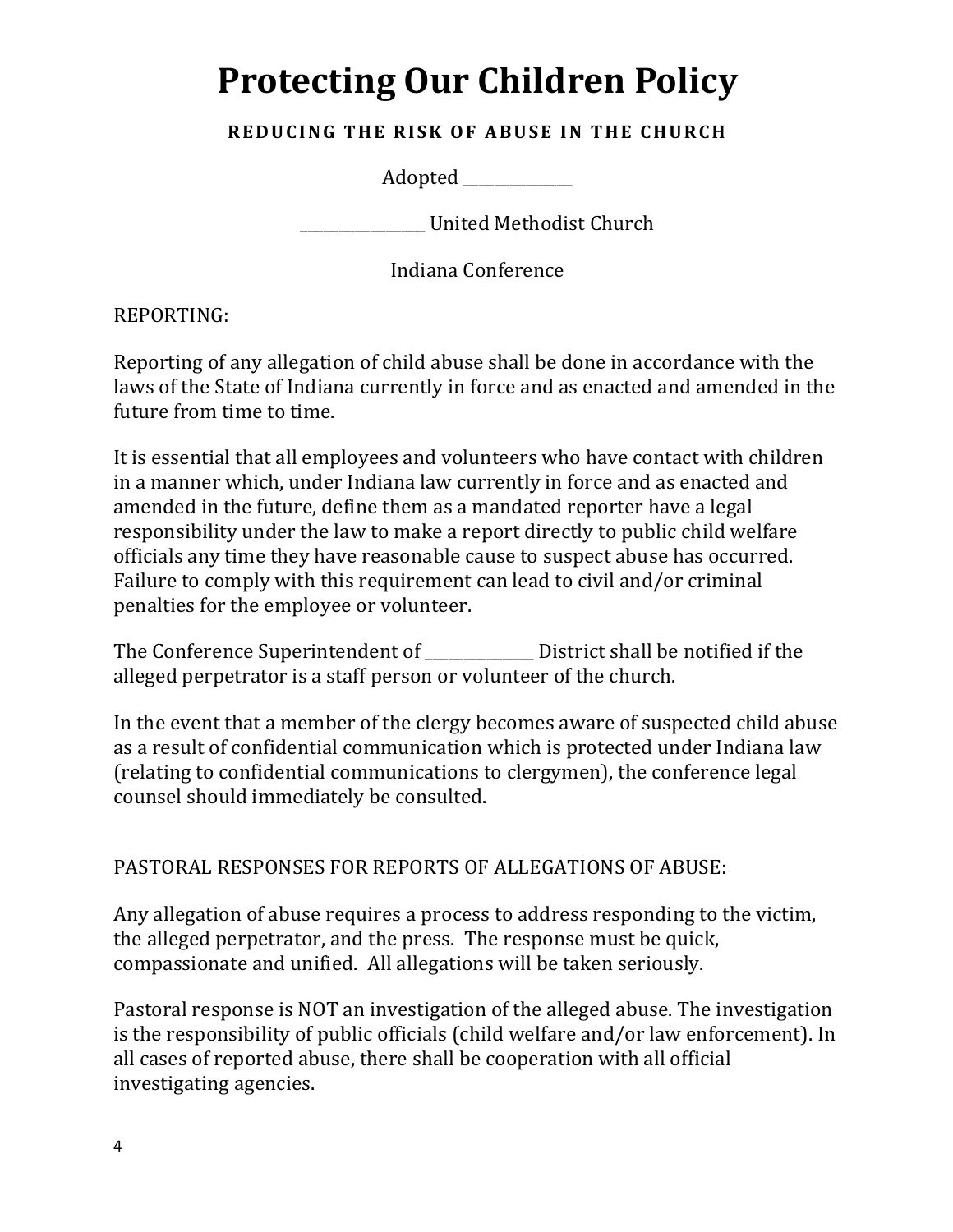# Protecting Our Children Policy

**REDUCING THE RISK OF ABUSE IN THE CHURCH**

Adopted _____________

_______________ United Methodist Church

Indiana Conference

REPORTING:

Reporting of any allegation of child abuse shall be done in accordance with the laws of the State of Indiana currently in force and as enacted and amended in the future from time to time.

It is essential that all employees and volunteers who have contact with children in a manner which, under Indiana law currently in force and as enacted and amended in the future, define them as a mandated reporter have a legal responsibility under the law to make a report directly to public child welfare officials any time they have reasonable cause to suspect abuse has occurred. Failure to comply with this requirement can lead to civil and/or criminal penalties for the employee or volunteer.

The Conference Superintendent of _____________ District shall be notified if the alleged perpetrator is a staff person or volunteer of the church.

In the event that a member of the clergy becomes aware of suspected child abuse as a result of confidential communication which is protected under Indiana law (relating to confidential communications to clergymen), the conference legal counsel should immediately be consulted.

PASTORAL RESPONSES FOR REPORTS OF ALLEGATIONS OF ABUSE:

Any allegation of abuse requires a process to address responding to the victim, the alleged perpetrator, and the press. The response must be quick, compassionate and unified. All allegations will be taken seriously.

Pastoral response is NOT an investigation of the alleged abuse. The investigation is the responsibility of public officials (child welfare and/or law enforcement). In all cases of reported abuse, there shall be cooperation with all official investigating agencies.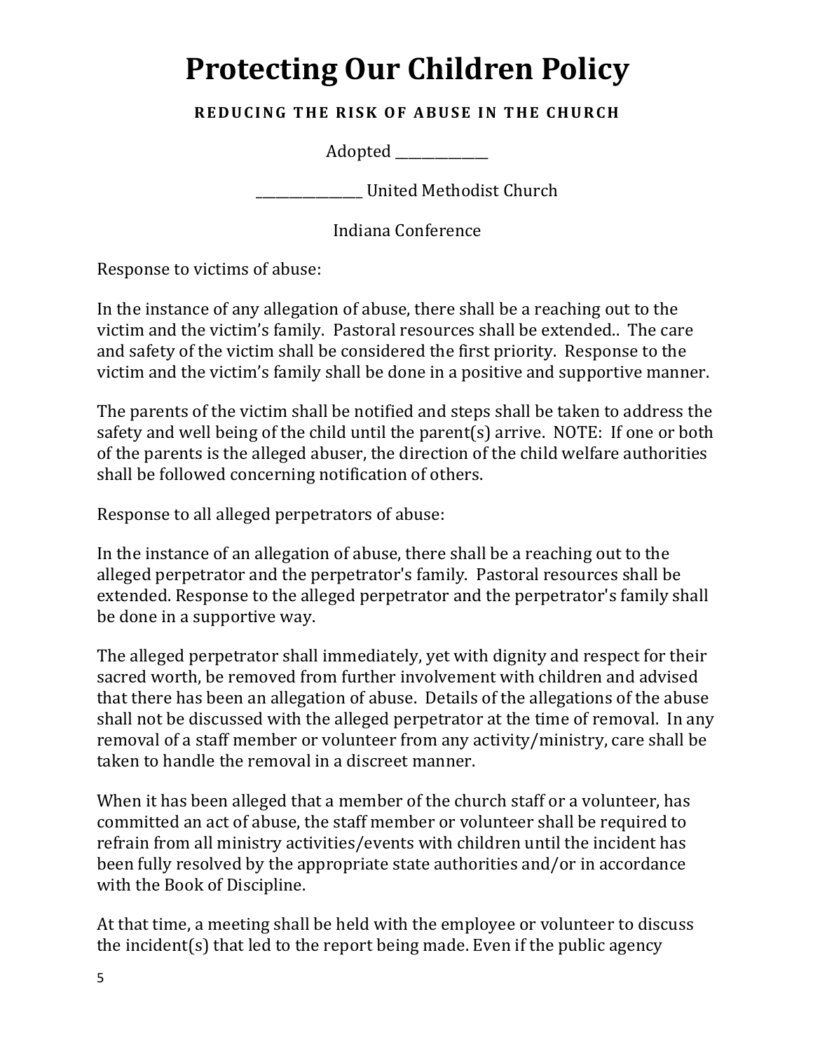# Protecting Our Children Policy

**REDUCING THE RISK OF ABUSE IN THE CHURCH**

Adopted _____________

_______________ United Methodist Church

Indiana Conference

Response to victims of abuse:

In the instance of any allegation of abuse, there shall be a reaching out to the victim and the victim's family. Pastoral resources shall be extended.. The care and safety of the victim shall be considered the first priority. Response to the victim and the victim's family shall be done in a positive and supportive manner.

The parents of the victim shall be notified and steps shall be taken to address the safety and well being of the child until the parent(s) arrive. NOTE: If one or both of the parents is the alleged abuser, the direction of the child welfare authorities shall be followed concerning notification of others.

Response to all alleged perpetrators of abuse:

In the instance of an allegation of abuse, there shall be a reaching out to the alleged perpetrator and the perpetrator's family. Pastoral resources shall be extended. Response to the alleged perpetrator and the perpetrator's family shall be done in a supportive way.

The alleged perpetrator shall immediately, yet with dignity and respect for their sacred worth, be removed from further involvement with children and advised that there has been an allegation of abuse. Details of the allegations of the abuse shall not be discussed with the alleged perpetrator at the time of removal. In any removal of a staff member or volunteer from any activity/ministry, care shall be taken to handle the removal in a discreet manner.

When it has been alleged that a member of the church staff or a volunteer, has committed an act of abuse, the staff member or volunteer shall be required to refrain from all ministry activities/events with children until the incident has been fully resolved by the appropriate state authorities and/or in accordance with the Book of Discipline.

At that time, a meeting shall be held with the employee or volunteer to discuss the incident(s) that led to the report being made. Even if the public agency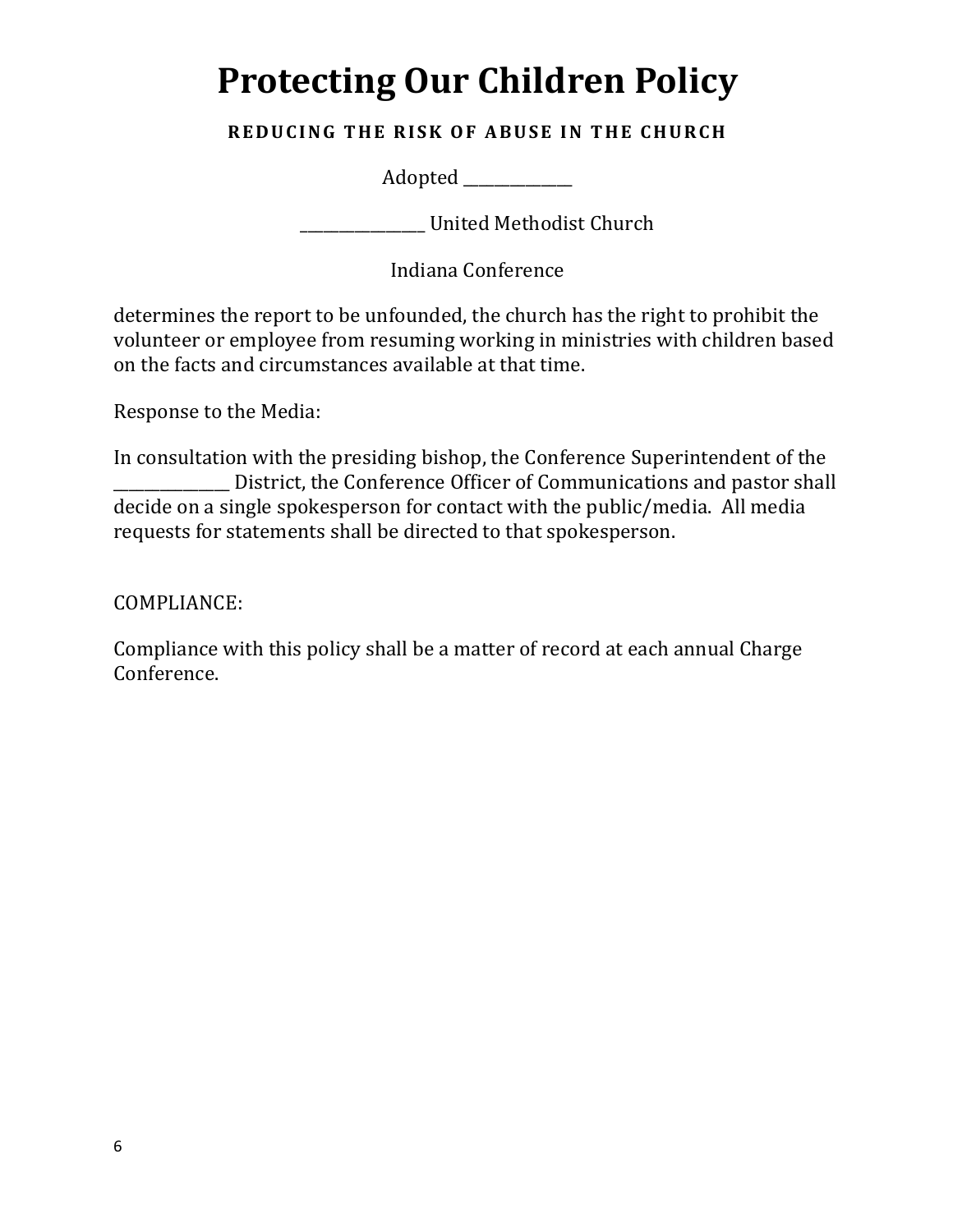# Protecting Our Children Policy

**REDUCING THE RISK OF ABUSE IN THE CHURCH**

Adopted _____________

_______________ United Methodist Church

Indiana Conference

determines the report to be unfounded, the church has the right to prohibit the volunteer or employee from resuming working in ministries with children based on the facts and circumstances available at that time.

Response to the Media:

In consultation with the presiding bishop, the Conference Superintendent of the _____________ District, the Conference Officer of Communications and pastor shall decide on a single spokesperson for contact with the public/media. All media requests for statements shall be directed to that spokesperson.

COMPLIANCE:

Compliance with this policy shall be a matter of record at each annual Charge Conference.